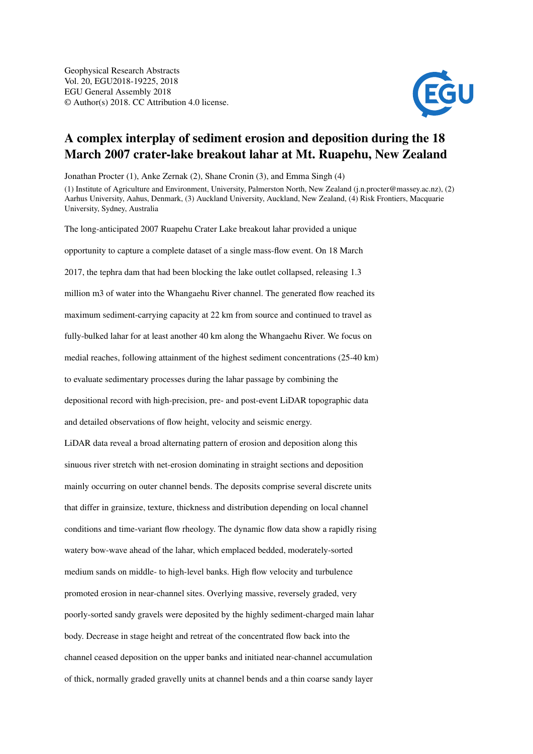Geophysical Research Abstracts
Vol. 20, EGU2018-19225, 2018
EGU General Assembly 2018
© Author(s) 2018. CC Attribution 4.0 license.

# A complex interplay of sediment erosion and deposition during the 18 March 2007 crater-lake breakout lahar at Mt. Ruapehu, New Zealand

Jonathan Procter (1), Anke Zernak (2), Shane Cronin (3), and Emma Singh (4)

(1) Institute of Agriculture and Environment, University, Palmerston North, New Zealand (j.n.procter@massey.ac.nz), (2) Aarhus University, Aahus, Denmark, (3) Auckland University, Auckland, New Zealand, (4) Risk Frontiers, Macquarie University, Sydney, Australia

The long-anticipated 2007 Ruapehu Crater Lake breakout lahar provided a unique opportunity to capture a complete dataset of a single mass-flow event. On 18 March 2017, the tephra dam that had been blocking the lake outlet collapsed, releasing 1.3 million m3 of water into the Whangaehu River channel. The generated flow reached its maximum sediment-carrying capacity at 22 km from source and continued to travel as fully-bulked lahar for at least another 40 km along the Whangaehu River. We focus on medial reaches, following attainment of the highest sediment concentrations (25-40 km) to evaluate sedimentary processes during the lahar passage by combining the depositional record with high-precision, pre- and post-event LiDAR topographic data and detailed observations of flow height, velocity and seismic energy.

LiDAR data reveal a broad alternating pattern of erosion and deposition along this sinuous river stretch with net-erosion dominating in straight sections and deposition mainly occurring on outer channel bends. The deposits comprise several discrete units that differ in grainsize, texture, thickness and distribution depending on local channel conditions and time-variant flow rheology. The dynamic flow data show a rapidly rising watery bow-wave ahead of the lahar, which emplaced bedded, moderately-sorted medium sands on middle- to high-level banks. High flow velocity and turbulence promoted erosion in near-channel sites. Overlying massive, reversely graded, very poorly-sorted sandy gravels were deposited by the highly sediment-charged main lahar body. Decrease in stage height and retreat of the concentrated flow back into the channel ceased deposition on the upper banks and initiated near-channel accumulation of thick, normally graded gravelly units at channel bends and a thin coarse sandy layer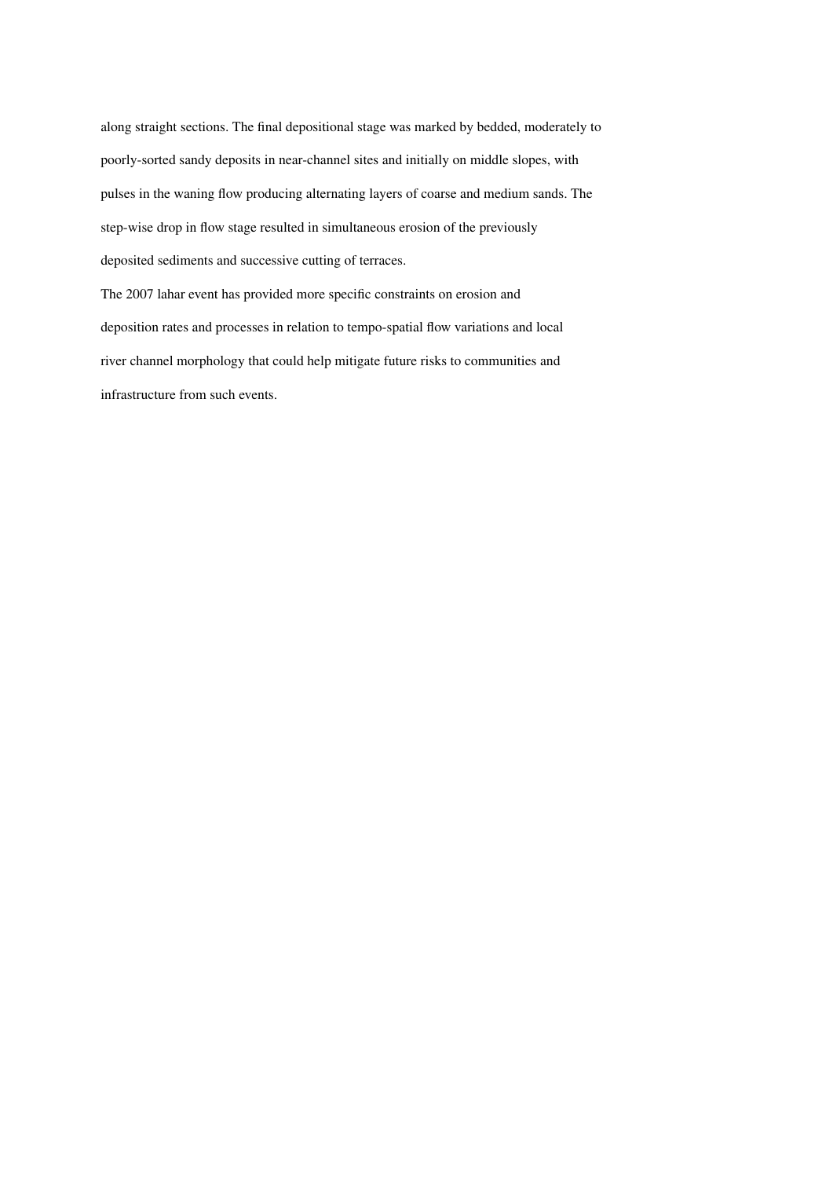along straight sections. The final depositional stage was marked by bedded, moderately to poorly-sorted sandy deposits in near-channel sites and initially on middle slopes, with pulses in the waning flow producing alternating layers of coarse and medium sands. The step-wise drop in flow stage resulted in simultaneous erosion of the previously deposited sediments and successive cutting of terraces.

The 2007 lahar event has provided more specific constraints on erosion and deposition rates and processes in relation to tempo-spatial flow variations and local river channel morphology that could help mitigate future risks to communities and infrastructure from such events.